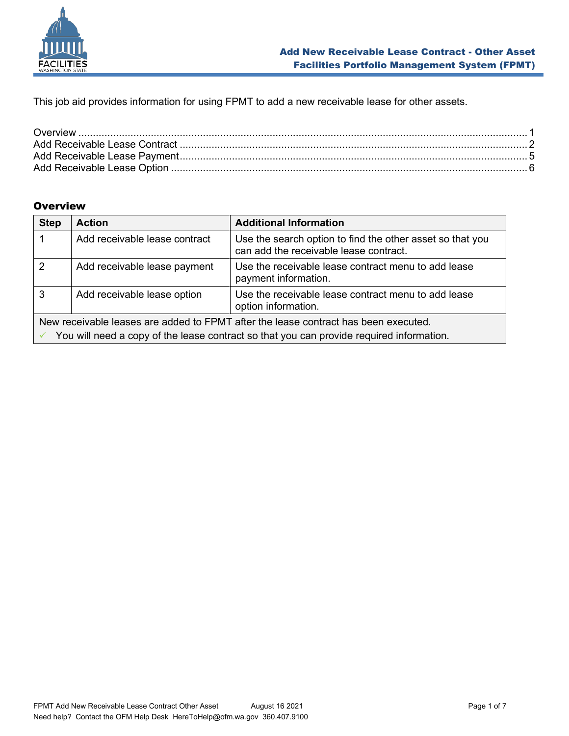# Add New Receivable Lease Contract - Other Asset
## Facilities Portfolio Management System (FPMT)

This job aid provides information for using FPMT to add a new receivable lease for other assets.

Overview ........................................................................ 1
Add Receivable Lease Contract ........................................................................ 2
Add Receivable Lease Payment ........................................................................ 5
Add Receivable Lease Option ........................................................................ 6

## Overview

| Step | Action | Additional Information |
|---|---|---|
| 1 | Add receivable lease contract | Use the search option to find the other asset so that you can add the receivable lease contract. |
| 2 | Add receivable lease payment | Use the receivable lease contract menu to add lease payment information. |
| 3 | Add receivable lease option | Use the receivable lease contract menu to add lease option information. |
| New receivable leases are added to FPMT after the lease contract has been executed. ✓ You will need a copy of the lease contract so that you can provide required information. | | |

Need help? Contact the OFM Help Desk HereToHelp@ofm.wa.gov 360.407.9100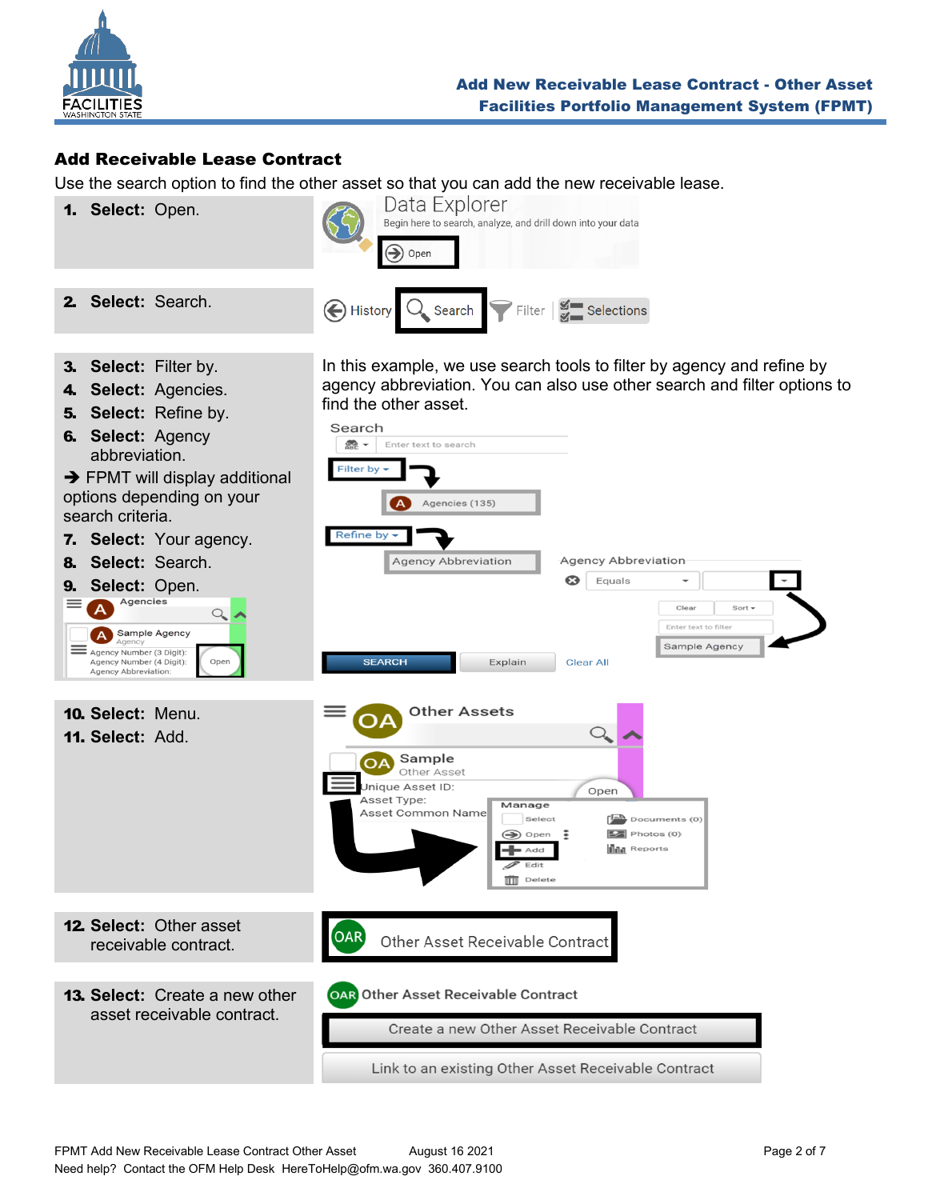## Add Receivable Lease Contract

Use the search option to find the other asset so that you can add the new receivable lease.

1. **Select:** Open.

2. **Select:** Search.

3. **Select:** Filter by.
4. **Select:** Agencies.
5. **Select:** Refine by.
6. **Select:** Agency abbreviation.

➔ FPMT will display additional options depending on your search criteria.

7. **Select:** Your agency.
8. **Select:** Search.
9. **Select:** Open.

In this example, we use search tools to filter by agency and refine by agency abbreviation. You can also use other search and filter options to find the other asset.

10. **Select:** Menu.
11. **Select:** Add.

12. **Select:** Other asset receivable contract.

13. **Select:** Create a new other asset receivable contract.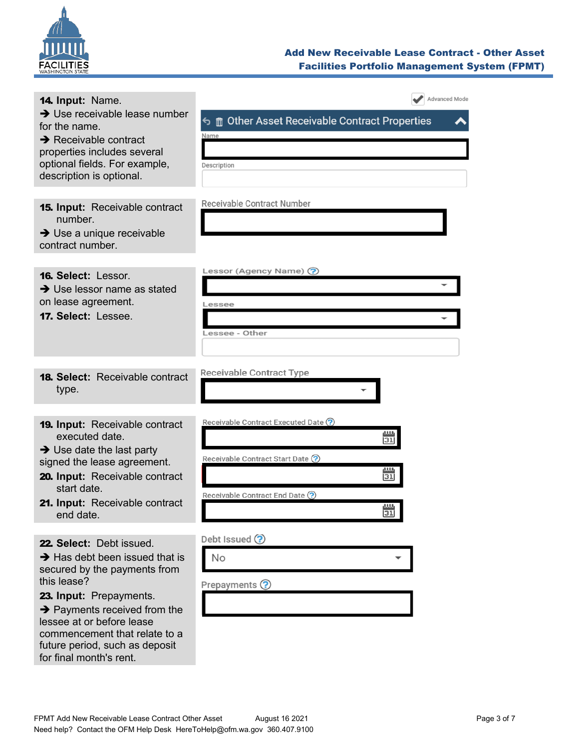**14. Input:** Name.

➔ Use receivable lease number for the name.

➔ Receivable contract properties includes several optional fields. For example, description is optional.

Advanced Mode

Other Asset Receivable Contract Properties

Name

Description

**15. Input:** Receivable contract number.

➔ Use a unique receivable contract number.

Receivable Contract Number

**16. Select:** Lessor.

➔ Use lessor name as stated on lease agreement.

**17. Select:** Lessee.

Lessor (Agency Name)

Lessee

Lessee - Other

**18. Select:** Receivable contract type.

Receivable Contract Type

**19. Input:** Receivable contract executed date.

➔ Use date the last party signed the lease agreement.

**20. Input:** Receivable contract start date.

**21. Input:** Receivable contract end date.

Receivable Contract Executed Date

Receivable Contract Start Date

Receivable Contract End Date

**22. Select:** Debt issued.

➔ Has debt been issued that is secured by the payments from this lease?

**23. Input:** Prepayments.

➔ Payments received from the lessee at or before lease commencement that relate to a future period, such as deposit for final month's rent.

Debt Issued

No

Prepayments

FPMT Add New Receivable Lease Contract Other Asset August 16 2021

Need help? Contact the OFM Help Desk HereToHelp@ofm.wa.gov 360.407.9100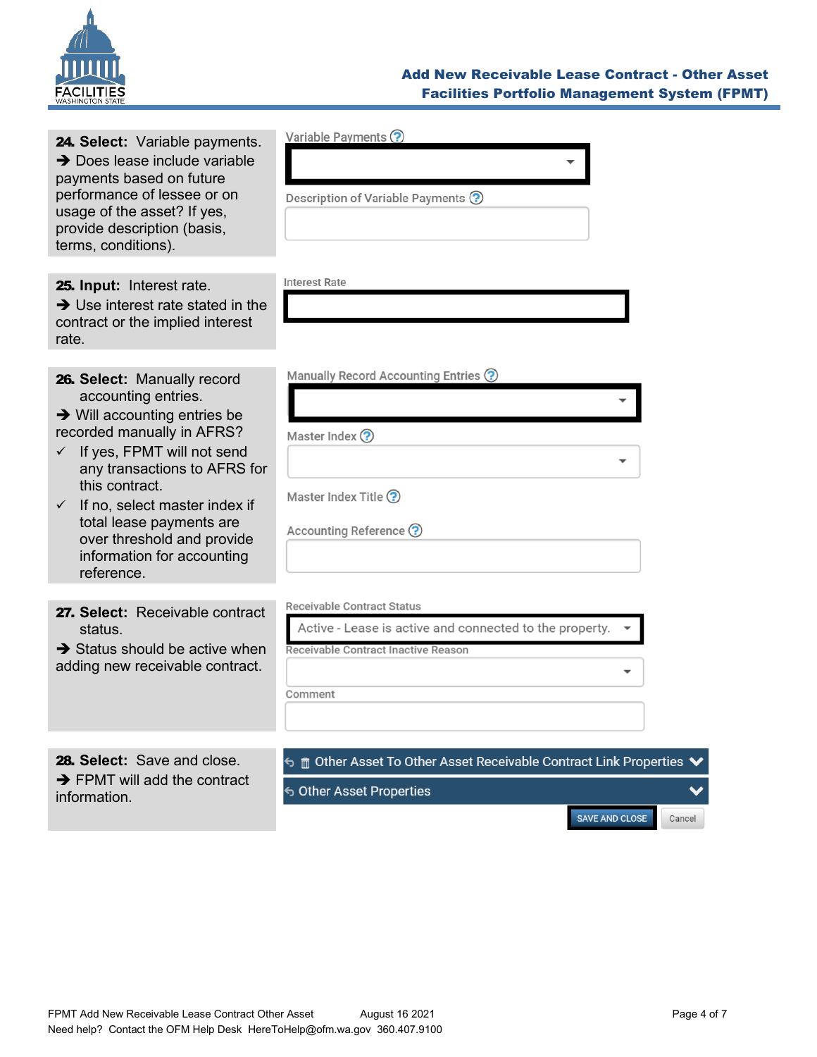**24. Select:** Variable payments.

➔ Does lease include variable payments based on future performance of lessee or on usage of the asset? If yes, provide description (basis, terms, conditions).

Variable Payments

Description of Variable Payments

**25. Input:** Interest rate.

➔ Use interest rate stated in the contract or the implied interest rate.

Interest Rate

**26. Select:** Manually record accounting entries.

➔ Will accounting entries be recorded manually in AFRS?

- ✓ If yes, FPMT will not send any transactions to AFRS for this contract.
- ✓ If no, select master index if total lease payments are over threshold and provide information for accounting reference.

Manually Record Accounting Entries

Master Index

Master Index Title

Accounting Reference

**27. Select:** Receivable contract status.

➔ Status should be active when adding new receivable contract.

Receivable Contract Status

Active - Lease is active and connected to the property.

Receivable Contract Inactive Reason

Comment

**28. Select:** Save and close.

➔ FPMT will add the contract information.

Other Asset To Other Asset Receivable Contract Link Properties

Other Asset Properties

SAVE AND CLOSE | Cancel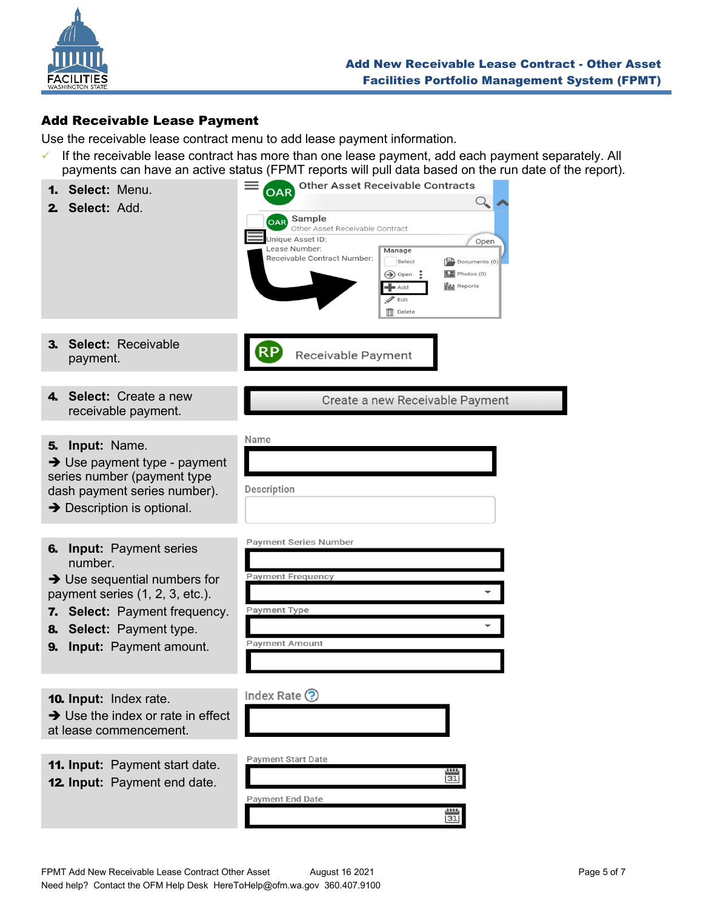## Add Receivable Lease Payment

Use the receivable lease contract menu to add lease payment information.

- ✓ If the receivable lease contract has more than one lease payment, add each payment separately. All payments can have an active status (FPMT reports will pull data based on the run date of the report).

1. **Select:** Menu.
2. **Select:** Add.

Other Asset Receivable Contracts

Sample
Other Asset Receivable Contract
Unique Asset ID:
Lease Number:
Receivable Contract Number:

Open

Manage
Select
Open
Add
Edit
Delete
Documents (0)
Photos (0)
Reports

3. **Select:** Receivable payment.

Receivable Payment

4. **Select:** Create a new receivable payment.

Create a new Receivable Payment

5. **Input:** Name.
   ➔ Use payment type - payment series number (payment type dash payment series number).
   ➔ Description is optional.

Name

Description

6. **Input:** Payment series number.
   ➔ Use sequential numbers for payment series (1, 2, 3, etc.).
7. **Select:** Payment frequency.
8. **Select:** Payment type.
9. **Input:** Payment amount.

Payment Series Number

Payment Frequency

Payment Type

Payment Amount

10. **Input:** Index rate.
    ➔ Use the index or rate in effect at lease commencement.

Index Rate

11. **Input:** Payment start date.
12. **Input:** Payment end date.

Payment Start Date

Payment End Date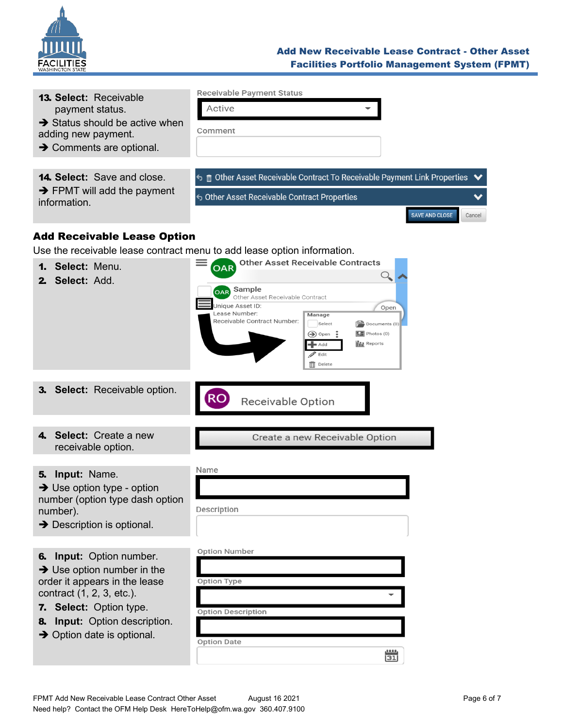13. **Select:** Receivable payment status.

➔ Status should be active when adding new payment.

➔ Comments are optional.

Receivable Payment Status

Active

Comment

14. **Select:** Save and close.

➔ FPMT will add the payment information.

Other Asset Receivable Contract To Receivable Payment Link Properties

Other Asset Receivable Contract Properties

SAVE AND CLOSE Cancel

## Add Receivable Lease Option

Use the receivable lease contract menu to add lease option information.

1. **Select:** Menu.
2. **Select:** Add.

OAR Other Asset Receivable Contracts

OAR Sample Other Asset Receivable Contract

Unique Asset ID:
Lease Number:
Receivable Contract Number:

Open

Manage: Select, Open, Add, Edit, Delete, Documents (0), Photos (0), Reports

3. **Select:** Receivable option.

RO Receivable Option

4. **Select:** Create a new receivable option.

Create a new Receivable Option

5. **Input:** Name.

➔ Use option type - option number (option type dash option number).

➔ Description is optional.

Name

Description

6. **Input:** Option number.

➔ Use option number in the order it appears in the lease contract (1, 2, 3, etc.).

7. **Select:** Option type.
8. **Input:** Option description.

➔ Option date is optional.

Option Number

Option Type

Option Description

Option Date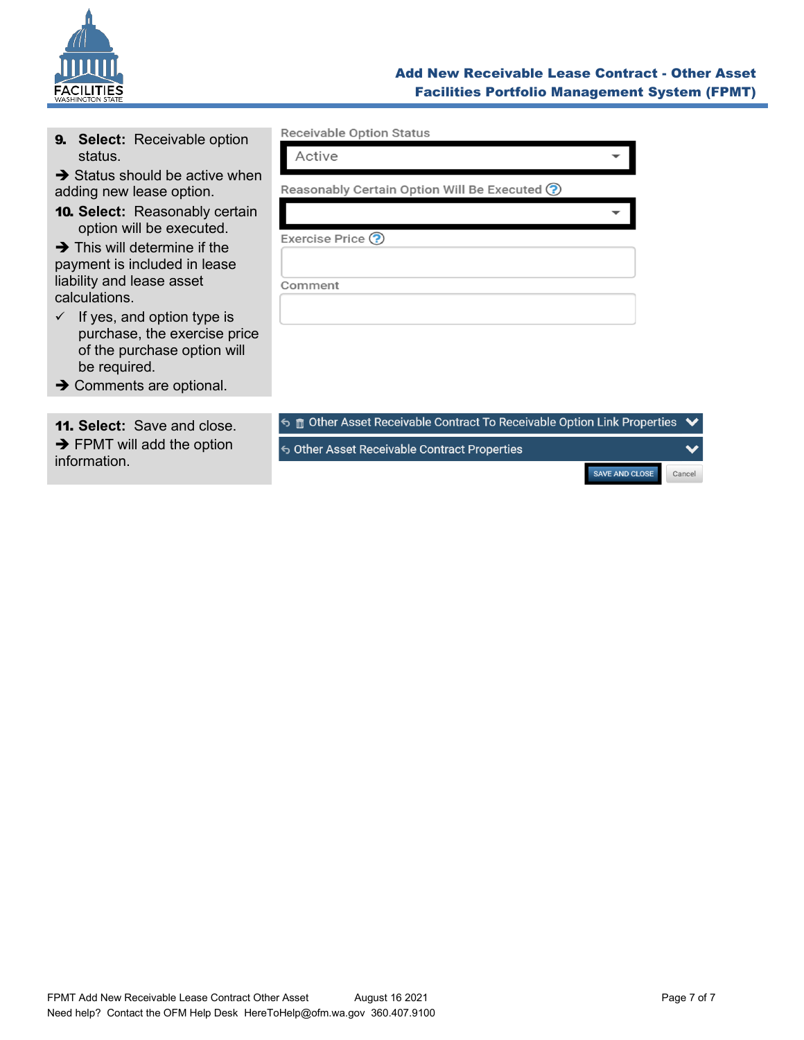**9. Select:** Receivable option status.

→ Status should be active when adding new lease option.

**10. Select:** Reasonably certain option will be executed.

→ This will determine if the payment is included in lease liability and lease asset calculations.

✓ If yes, and option type is purchase, the exercise price of the purchase option will be required.

→ Comments are optional.

Receivable Option Status

Active

Reasonably Certain Option Will Be Executed

Exercise Price

Comment

**11. Select:** Save and close.

→ FPMT will add the option information.

Other Asset Receivable Contract To Receivable Option Link Properties

Other Asset Receivable Contract Properties

SAVE AND CLOSE

Cancel

Need help? Contact the OFM Help Desk HereToHelp@ofm.wa.gov 360.407.9100